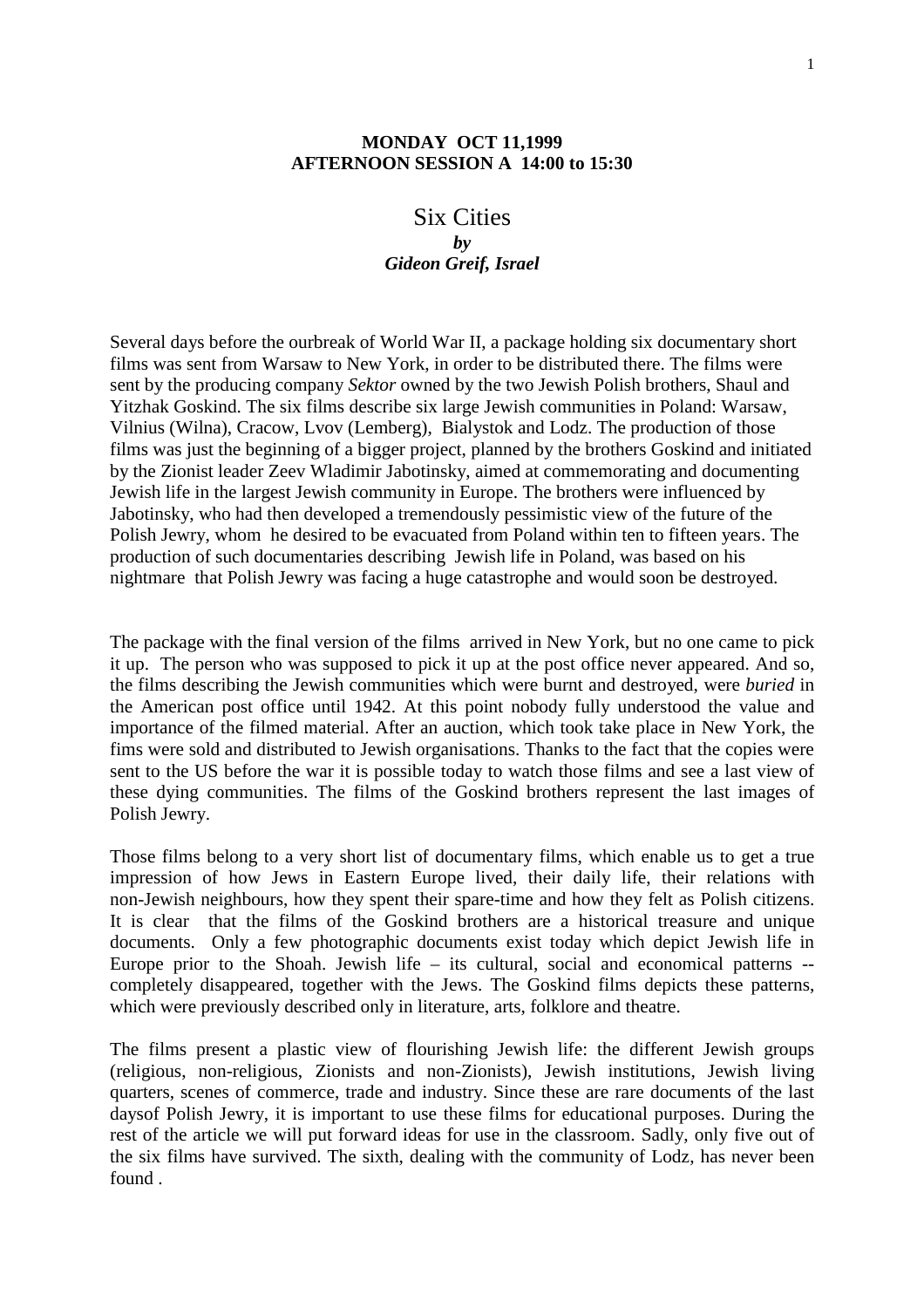**MONDAY OCT 11,1999**
**AFTERNOON SESSION A 14:00 to 15:30**

# Six Cities

***by***
***Gideon Greif, Israel***

Several days before the ourbreak of World War II, a package holding six documentary short films was sent from Warsaw to New York, in order to be distributed there. The films were sent by the producing company *Sektor* owned by the two Jewish Polish brothers, Shaul and Yitzhak Goskind. The six films describe six large Jewish communities in Poland: Warsaw, Vilnius (Wilna), Cracow, Lvov (Lemberg), Bialystok and Lodz. The production of those films was just the beginning of a bigger project, planned by the brothers Goskind and initiated by the Zionist leader Zeev Wladimir Jabotinsky, aimed at commemorating and documenting Jewish life in the largest Jewish community in Europe. The brothers were influenced by Jabotinsky, who had then developed a tremendously pessimistic view of the future of the Polish Jewry, whom he desired to be evacuated from Poland within ten to fifteen years. The production of such documentaries describing Jewish life in Poland, was based on his nightmare that Polish Jewry was facing a huge catastrophe and would soon be destroyed.

The package with the final version of the films arrived in New York, but no one came to pick it up. The person who was supposed to pick it up at the post office never appeared. And so, the films describing the Jewish communities which were burnt and destroyed, were *buried* in the American post office until 1942. At this point nobody fully understood the value and importance of the filmed material. After an auction, which took take place in New York, the fims were sold and distributed to Jewish organisations. Thanks to the fact that the copies were sent to the US before the war it is possible today to watch those films and see a last view of these dying communities. The films of the Goskind brothers represent the last images of Polish Jewry.

Those films belong to a very short list of documentary films, which enable us to get a true impression of how Jews in Eastern Europe lived, their daily life, their relations with non-Jewish neighbours, how they spent their spare-time and how they felt as Polish citizens. It is clear that the films of the Goskind brothers are a historical treasure and unique documents. Only a few photographic documents exist today which depict Jewish life in Europe prior to the Shoah. Jewish life – its cultural, social and economical patterns -- completely disappeared, together with the Jews. The Goskind films depicts these patterns, which were previously described only in literature, arts, folklore and theatre.

The films present a plastic view of flourishing Jewish life: the different Jewish groups (religious, non-religious, Zionists and non-Zionists), Jewish institutions, Jewish living quarters, scenes of commerce, trade and industry. Since these are rare documents of the last daysof Polish Jewry, it is important to use these films for educational purposes. During the rest of the article we will put forward ideas for use in the classroom. Sadly, only five out of the six films have survived. The sixth, dealing with the community of Lodz, has never been found .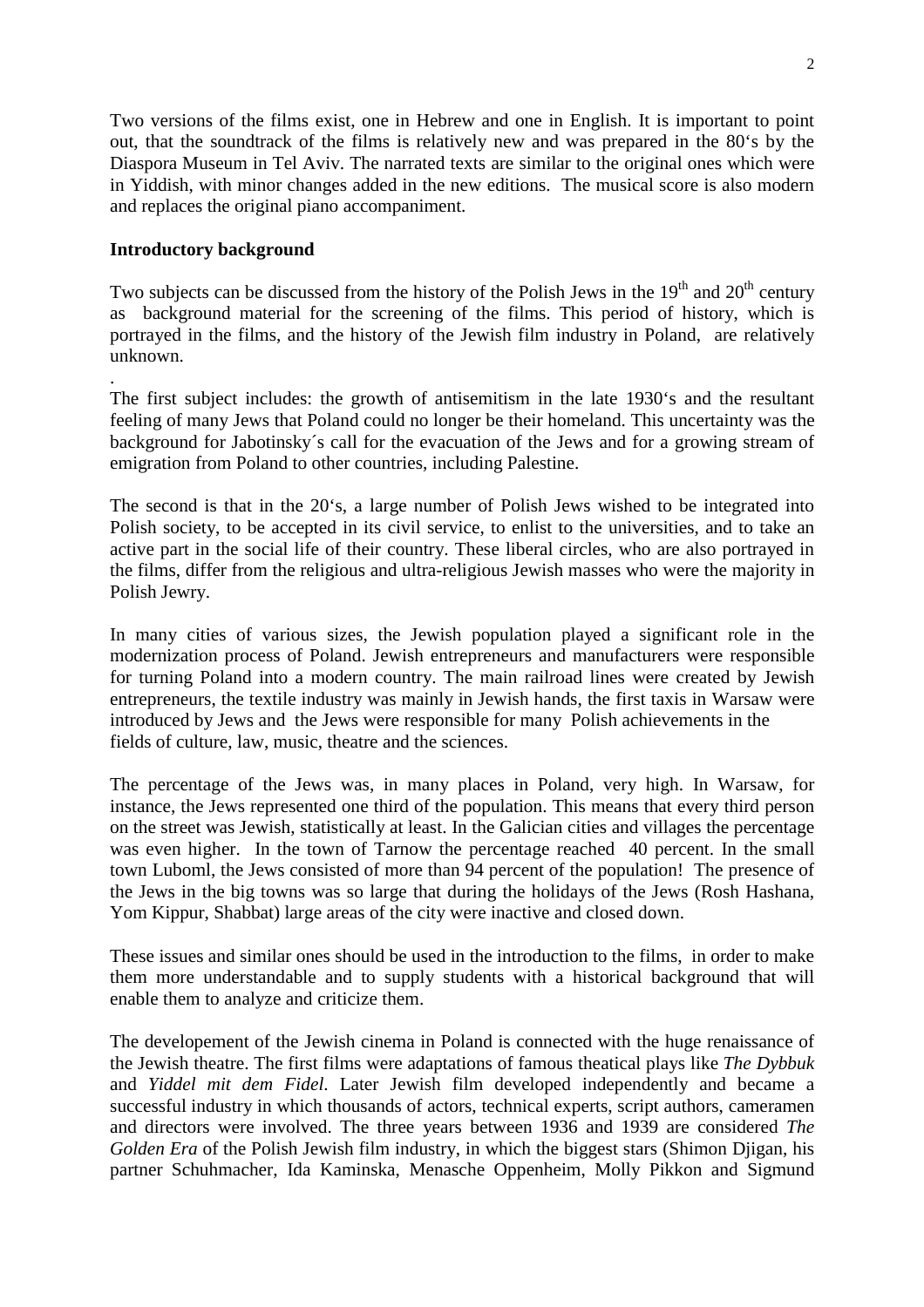Two versions of the films exist, one in Hebrew and one in English. It is important to point out, that the soundtrack of the films is relatively new and was prepared in the 80‘s by the Diaspora Museum in Tel Aviv. The narrated texts are similar to the original ones which were in Yiddish, with minor changes added in the new editions. The musical score is also modern and replaces the original piano accompaniment.

**Introductory background**

Two subjects can be discussed from the history of the Polish Jews in the 19th and 20th century as background material for the screening of the films. This period of history, which is portrayed in the films, and the history of the Jewish film industry in Poland, are relatively unknown.

.

The first subject includes: the growth of antisemitism in the late 1930‘s and the resultant feeling of many Jews that Poland could no longer be their homeland. This uncertainty was the background for Jabotinsky´s call for the evacuation of the Jews and for a growing stream of emigration from Poland to other countries, including Palestine.

The second is that in the 20‘s, a large number of Polish Jews wished to be integrated into Polish society, to be accepted in its civil service, to enlist to the universities, and to take an active part in the social life of their country. These liberal circles, who are also portrayed in the films, differ from the religious and ultra-religious Jewish masses who were the majority in Polish Jewry.

In many cities of various sizes, the Jewish population played a significant role in the modernization process of Poland. Jewish entrepreneurs and manufacturers were responsible for turning Poland into a modern country. The main railroad lines were created by Jewish entrepreneurs, the textile industry was mainly in Jewish hands, the first taxis in Warsaw were introduced by Jews and the Jews were responsible for many Polish achievements in the fields of culture, law, music, theatre and the sciences.

The percentage of the Jews was, in many places in Poland, very high. In Warsaw, for instance, the Jews represented one third of the population. This means that every third person on the street was Jewish, statistically at least. In the Galician cities and villages the percentage was even higher. In the town of Tarnow the percentage reached 40 percent. In the small town Luboml, the Jews consisted of more than 94 percent of the population! The presence of the Jews in the big towns was so large that during the holidays of the Jews (Rosh Hashana, Yom Kippur, Shabbat) large areas of the city were inactive and closed down.

These issues and similar ones should be used in the introduction to the films, in order to make them more understandable and to supply students with a historical background that will enable them to analyze and criticize them.

The developement of the Jewish cinema in Poland is connected with the huge renaissance of the Jewish theatre. The first films were adaptations of famous theatical plays like *The Dybbuk* and *Yiddel mit dem Fidel*. Later Jewish film developed independently and became a successful industry in which thousands of actors, technical experts, script authors, cameramen and directors were involved. The three years between 1936 and 1939 are considered *The Golden Era* of the Polish Jewish film industry, in which the biggest stars (Shimon Djigan, his partner Schuhmacher, Ida Kaminska, Menasche Oppenheim, Molly Pikkon and Sigmund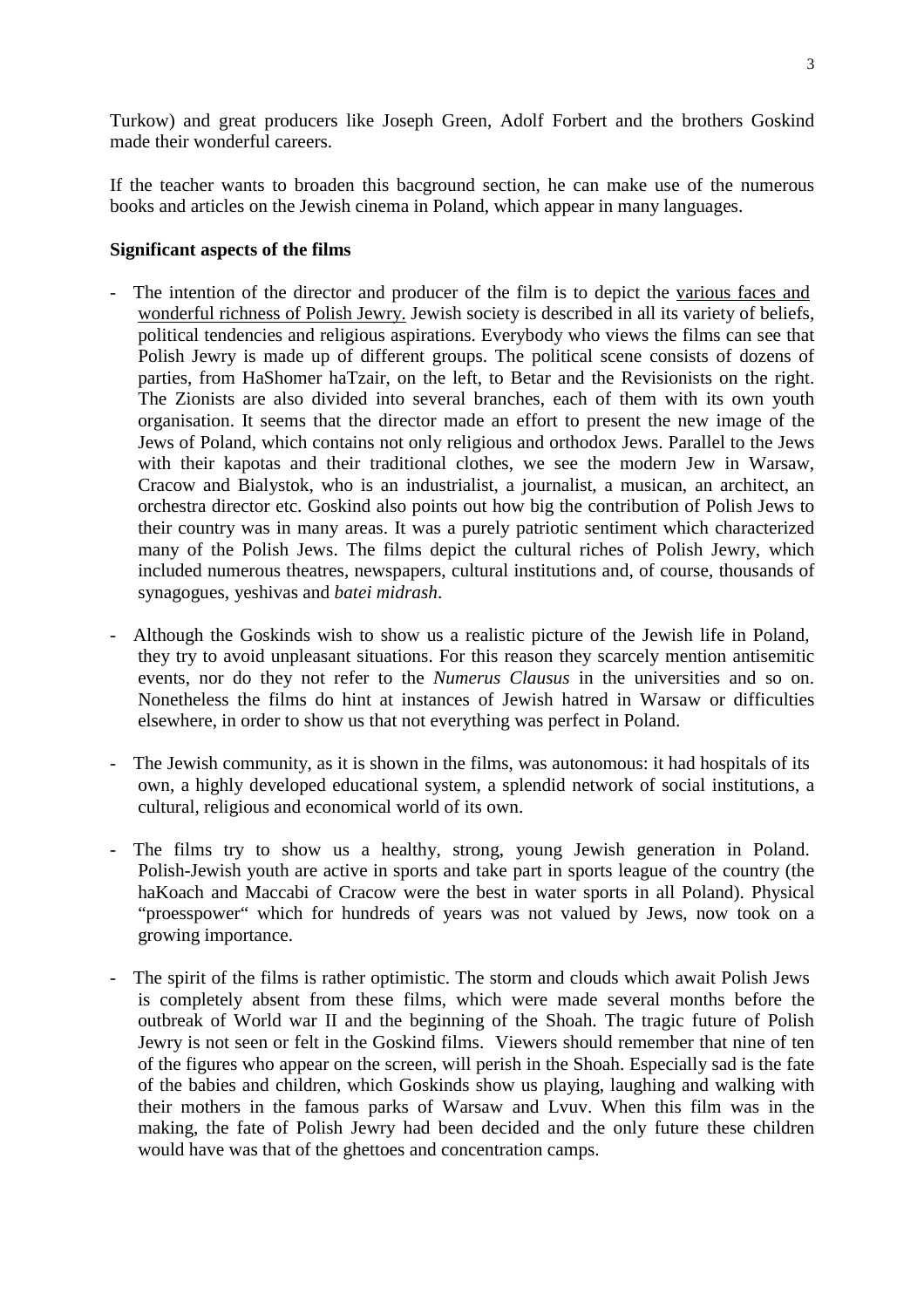Turkow) and great producers like Joseph Green, Adolf Forbert and the brothers Goskind made their wonderful careers.

If the teacher wants to broaden this bacground section, he can make use of the numerous books and articles on the Jewish cinema in Poland, which appear in many languages.

**Significant aspects of the films**

- The intention of the director and producer of the film is to depict the <u>various faces and wonderful richness of Polish Jewry.</u> Jewish society is described in all its variety of beliefs, political tendencies and religious aspirations. Everybody who views the films can see that Polish Jewry is made up of different groups. The political scene consists of dozens of parties, from HaShomer haTzair, on the left, to Betar and the Revisionists on the right. The Zionists are also divided into several branches, each of them with its own youth organisation. It seems that the director made an effort to present the new image of the Jews of Poland, which contains not only religious and orthodox Jews. Parallel to the Jews with their kapotas and their traditional clothes, we see the modern Jew in Warsaw, Cracow and Bialystok, who is an industrialist, a journalist, a musican, an architect, an orchestra director etc. Goskind also points out how big the contribution of Polish Jews to their country was in many areas. It was a purely patriotic sentiment which characterized many of the Polish Jews. The films depict the cultural riches of Polish Jewry, which included numerous theatres, newspapers, cultural institutions and, of course, thousands of synagogues, yeshivas and *batei midrash*.

- Although the Goskinds wish to show us a realistic picture of the Jewish life in Poland, they try to avoid unpleasant situations. For this reason they scarcely mention antisemitic events, nor do they not refer to the *Numerus Clausus* in the universities and so on. Nonetheless the films do hint at instances of Jewish hatred in Warsaw or difficulties elsewhere, in order to show us that not everything was perfect in Poland.

- The Jewish community, as it is shown in the films, was autonomous: it had hospitals of its own, a highly developed educational system, a splendid network of social institutions, a cultural, religious and economical world of its own.

- The films try to show us a healthy, strong, young Jewish generation in Poland. Polish-Jewish youth are active in sports and take part in sports league of the country (the haKoach and Maccabi of Cracow were the best in water sports in all Poland). Physical "proesspower" which for hundreds of years was not valued by Jews, now took on a growing importance.

- The spirit of the films is rather optimistic. The storm and clouds which await Polish Jews is completely absent from these films, which were made several months before the outbreak of World war II and the beginning of the Shoah. The tragic future of Polish Jewry is not seen or felt in the Goskind films. Viewers should remember that nine of ten of the figures who appear on the screen, will perish in the Shoah. Especially sad is the fate of the babies and children, which Goskinds show us playing, laughing and walking with their mothers in the famous parks of Warsaw and Lvuv. When this film was in the making, the fate of Polish Jewry had been decided and the only future these children would have was that of the ghettoes and concentration camps.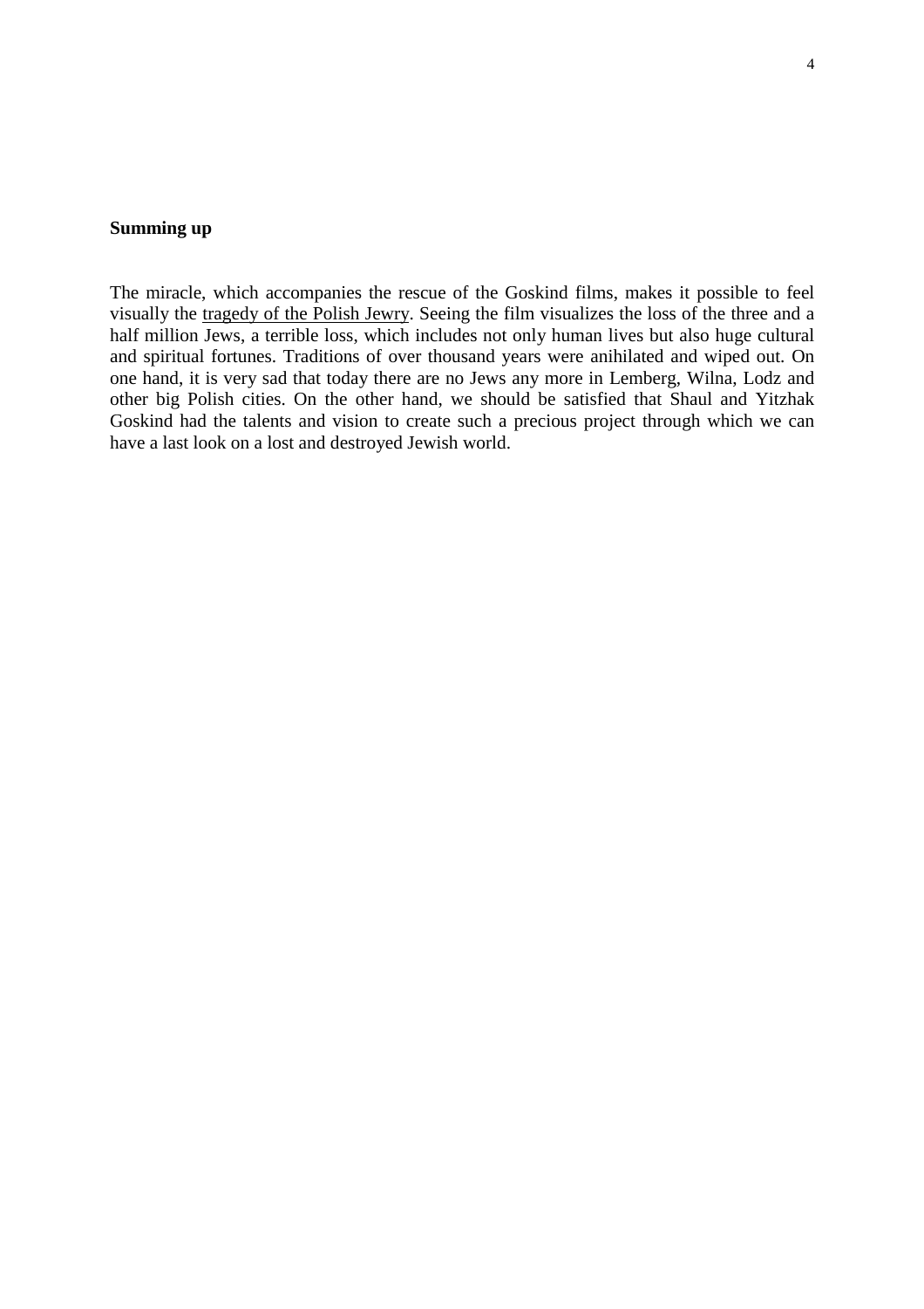## Summing up

The miracle, which accompanies the rescue of the Goskind films, makes it possible to feel visually the tragedy of the Polish Jewry. Seeing the film visualizes the loss of the three and a half million Jews, a terrible loss, which includes not only human lives but also huge cultural and spiritual fortunes. Traditions of over thousand years were anihilated and wiped out. On one hand, it is very sad that today there are no Jews any more in Lemberg, Wilna, Lodz and other big Polish cities. On the other hand, we should be satisfied that Shaul and Yitzhak Goskind had the talents and vision to create such a precious project through which we can have a last look on a lost and destroyed Jewish world.